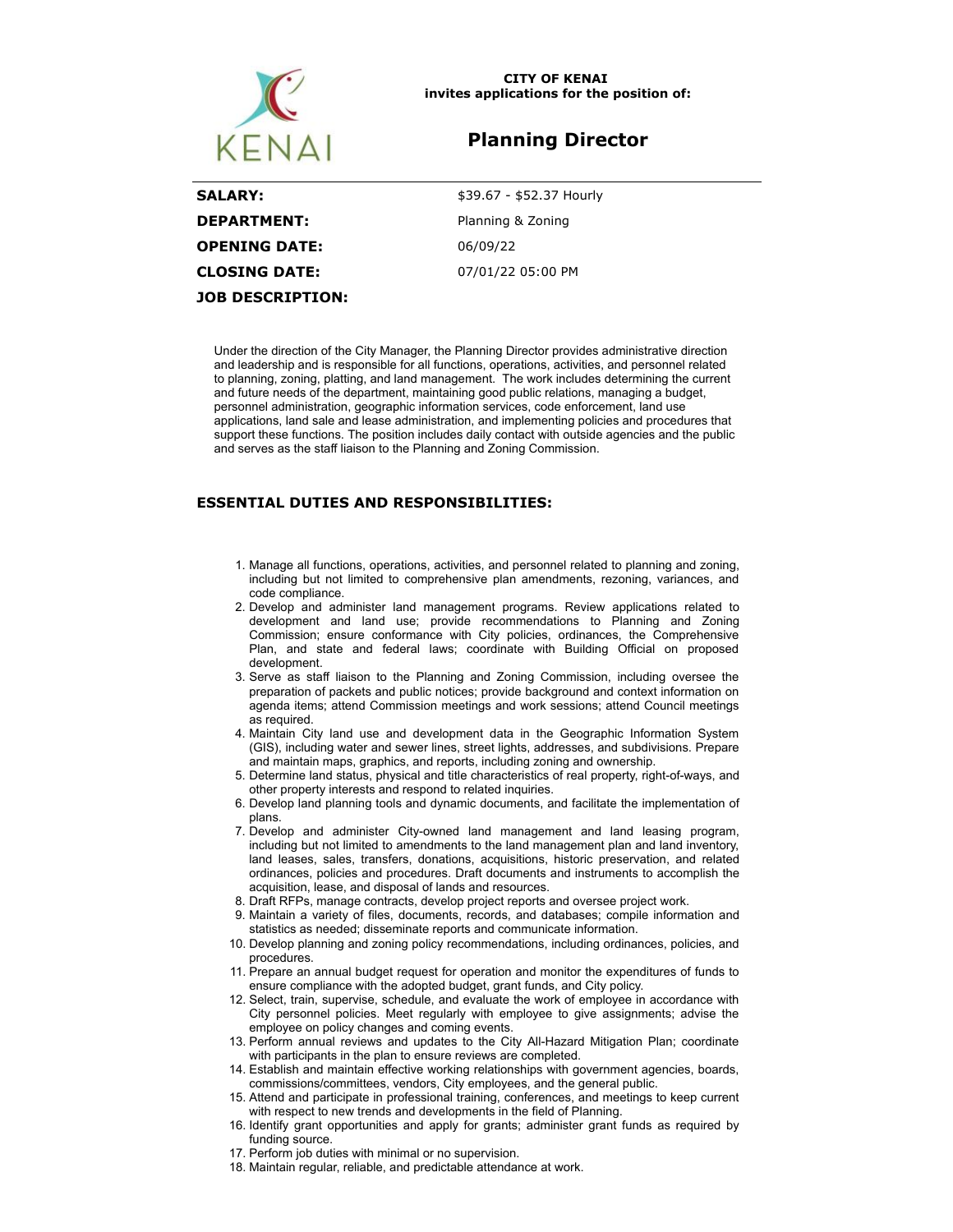**CITY OF KENAI**
**invites applications for the position of:**

# Planning Director

| | |
|---|---|
| **SALARY:** | $39.67 - $52.37 Hourly |
| **DEPARTMENT:** | Planning & Zoning |
| **OPENING DATE:** | 06/09/22 |
| **CLOSING DATE:** | 07/01/22 05:00 PM |

**JOB DESCRIPTION:**

Under the direction of the City Manager, the Planning Director provides administrative direction and leadership and is responsible for all functions, operations, activities, and personnel related to planning, zoning, platting, and land management. The work includes determining the current and future needs of the department, maintaining good public relations, managing a budget, personnel administration, geographic information services, code enforcement, land use applications, land sale and lease administration, and implementing policies and procedures that support these functions. The position includes daily contact with outside agencies and the public and serves as the staff liaison to the Planning and Zoning Commission.

## ESSENTIAL DUTIES AND RESPONSIBILITIES:

1. Manage all functions, operations, activities, and personnel related to planning and zoning, including but not limited to comprehensive plan amendments, rezoning, variances, and code compliance.
2. Develop and administer land management programs. Review applications related to development and land use; provide recommendations to Planning and Zoning Commission; ensure conformance with City policies, ordinances, the Comprehensive Plan, and state and federal laws; coordinate with Building Official on proposed development.
3. Serve as staff liaison to the Planning and Zoning Commission, including oversee the preparation of packets and public notices; provide background and context information on agenda items; attend Commission meetings and work sessions; attend Council meetings as required.
4. Maintain City land use and development data in the Geographic Information System (GIS), including water and sewer lines, street lights, addresses, and subdivisions. Prepare and maintain maps, graphics, and reports, including zoning and ownership.
5. Determine land status, physical and title characteristics of real property, right-of-ways, and other property interests and respond to related inquiries.
6. Develop land planning tools and dynamic documents, and facilitate the implementation of plans.
7. Develop and administer City-owned land management and land leasing program, including but not limited to amendments to the land management plan and land inventory, land leases, sales, transfers, donations, acquisitions, historic preservation, and related ordinances, policies and procedures. Draft documents and instruments to accomplish the acquisition, lease, and disposal of lands and resources.
8. Draft RFPs, manage contracts, develop project reports and oversee project work.
9. Maintain a variety of files, documents, records, and databases; compile information and statistics as needed; disseminate reports and communicate information.
10. Develop planning and zoning policy recommendations, including ordinances, policies, and procedures.
11. Prepare an annual budget request for operation and monitor the expenditures of funds to ensure compliance with the adopted budget, grant funds, and City policy.
12. Select, train, supervise, schedule, and evaluate the work of employee in accordance with City personnel policies. Meet regularly with employee to give assignments; advise the employee on policy changes and coming events.
13. Perform annual reviews and updates to the City All-Hazard Mitigation Plan; coordinate with participants in the plan to ensure reviews are completed.
14. Establish and maintain effective working relationships with government agencies, boards, commissions/committees, vendors, City employees, and the general public.
15. Attend and participate in professional training, conferences, and meetings to keep current with respect to new trends and developments in the field of Planning.
16. Identify grant opportunities and apply for grants; administer grant funds as required by funding source.
17. Perform job duties with minimal or no supervision.
18. Maintain regular, reliable, and predictable attendance at work.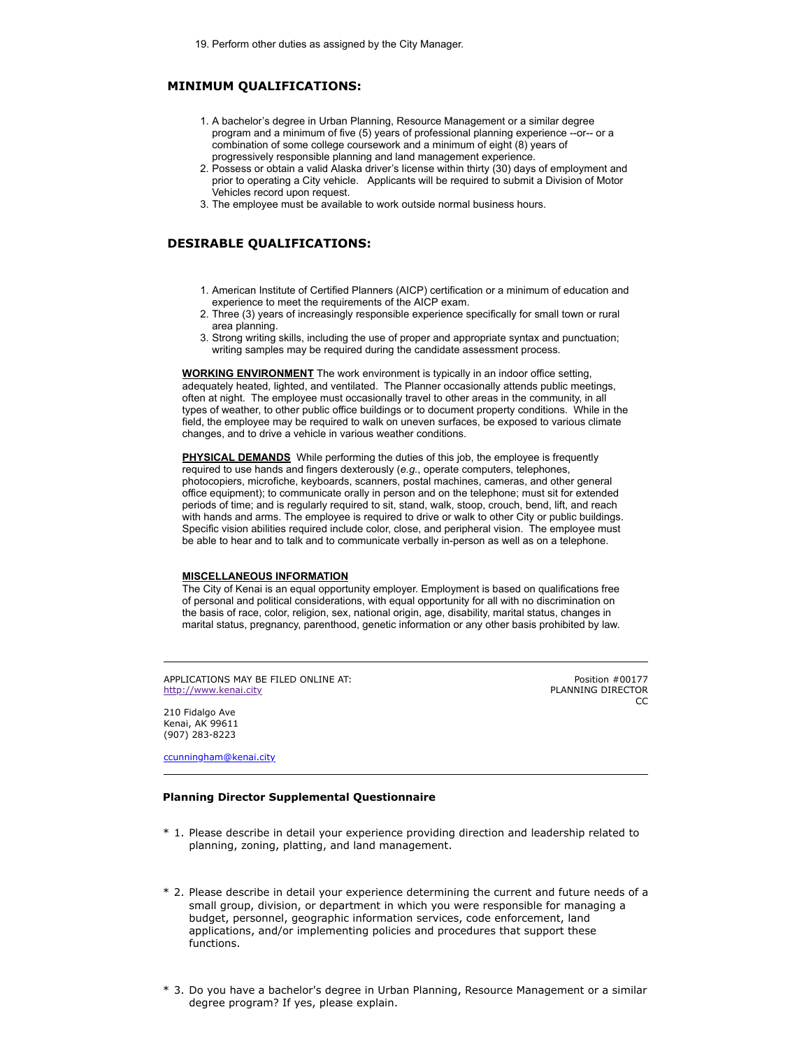19. Perform other duties as assigned by the City Manager.

## MINIMUM QUALIFICATIONS:

1. A bachelor's degree in Urban Planning, Resource Management or a similar degree program and a minimum of five (5) years of professional planning experience --or-- or a combination of some college coursework and a minimum of eight (8) years of progressively responsible planning and land management experience.
2. Possess or obtain a valid Alaska driver's license within thirty (30) days of employment and prior to operating a City vehicle. Applicants will be required to submit a Division of Motor Vehicles record upon request.
3. The employee must be available to work outside normal business hours.

## DESIRABLE QUALIFICATIONS:

1. American Institute of Certified Planners (AICP) certification or a minimum of education and experience to meet the requirements of the AICP exam.
2. Three (3) years of increasingly responsible experience specifically for small town or rural area planning.
3. Strong writing skills, including the use of proper and appropriate syntax and punctuation; writing samples may be required during the candidate assessment process.

**WORKING ENVIRONMENT** The work environment is typically in an indoor office setting, adequately heated, lighted, and ventilated. The Planner occasionally attends public meetings, often at night. The employee must occasionally travel to other areas in the community, in all types of weather, to other public office buildings or to document property conditions. While in the field, the employee may be required to walk on uneven surfaces, be exposed to various climate changes, and to drive a vehicle in various weather conditions.

**PHYSICAL DEMANDS** While performing the duties of this job, the employee is frequently required to use hands and fingers dexterously (*e.g.*, operate computers, telephones, photocopiers, microfiche, keyboards, scanners, postal machines, cameras, and other general office equipment); to communicate orally in person and on the telephone; must sit for extended periods of time; and is regularly required to sit, stand, walk, stoop, crouch, bend, lift, and reach with hands and arms. The employee is required to drive or walk to other City or public buildings. Specific vision abilities required include color, close, and peripheral vision. The employee must be able to hear and to talk and to communicate verbally in-person as well as on a telephone.

**MISCELLANEOUS INFORMATION**

The City of Kenai is an equal opportunity employer. Employment is based on qualifications free of personal and political considerations, with equal opportunity for all with no discrimination on the basis of race, color, religion, sex, national origin, age, disability, marital status, changes in marital status, pregnancy, parenthood, genetic information or any other basis prohibited by law.

---

APPLICATIONS MAY BE FILED ONLINE AT:
http://www.kenai.city

210 Fidalgo Ave
Kenai, AK 99611
(907) 283-8223

ccunningham@kenai.city

Position #00177
PLANNING DIRECTOR
CC

---

### Planning Director Supplemental Questionnaire

\* 1. Please describe in detail your experience providing direction and leadership related to planning, zoning, platting, and land management.

\* 2. Please describe in detail your experience determining the current and future needs of a small group, division, or department in which you were responsible for managing a budget, personnel, geographic information services, code enforcement, land applications, and/or implementing policies and procedures that support these functions.

\* 3. Do you have a bachelor's degree in Urban Planning, Resource Management or a similar degree program? If yes, please explain.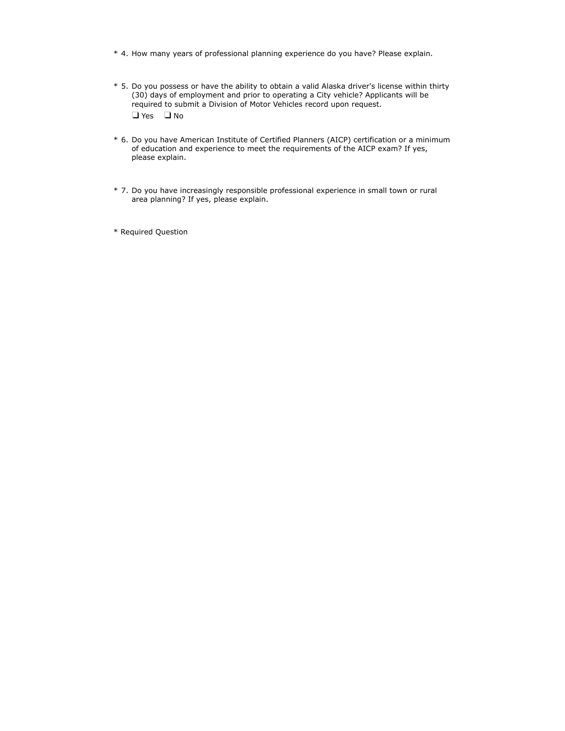\* 4. How many years of professional planning experience do you have? Please explain.

\* 5. Do you possess or have the ability to obtain a valid Alaska driver's license within thirty (30) days of employment and prior to operating a City vehicle? Applicants will be required to submit a Division of Motor Vehicles record upon request.

❑ Yes ❑ No

\* 6. Do you have American Institute of Certified Planners (AICP) certification or a minimum of education and experience to meet the requirements of the AICP exam? If yes, please explain.

\* 7. Do you have increasingly responsible professional experience in small town or rural area planning? If yes, please explain.

\* Required Question